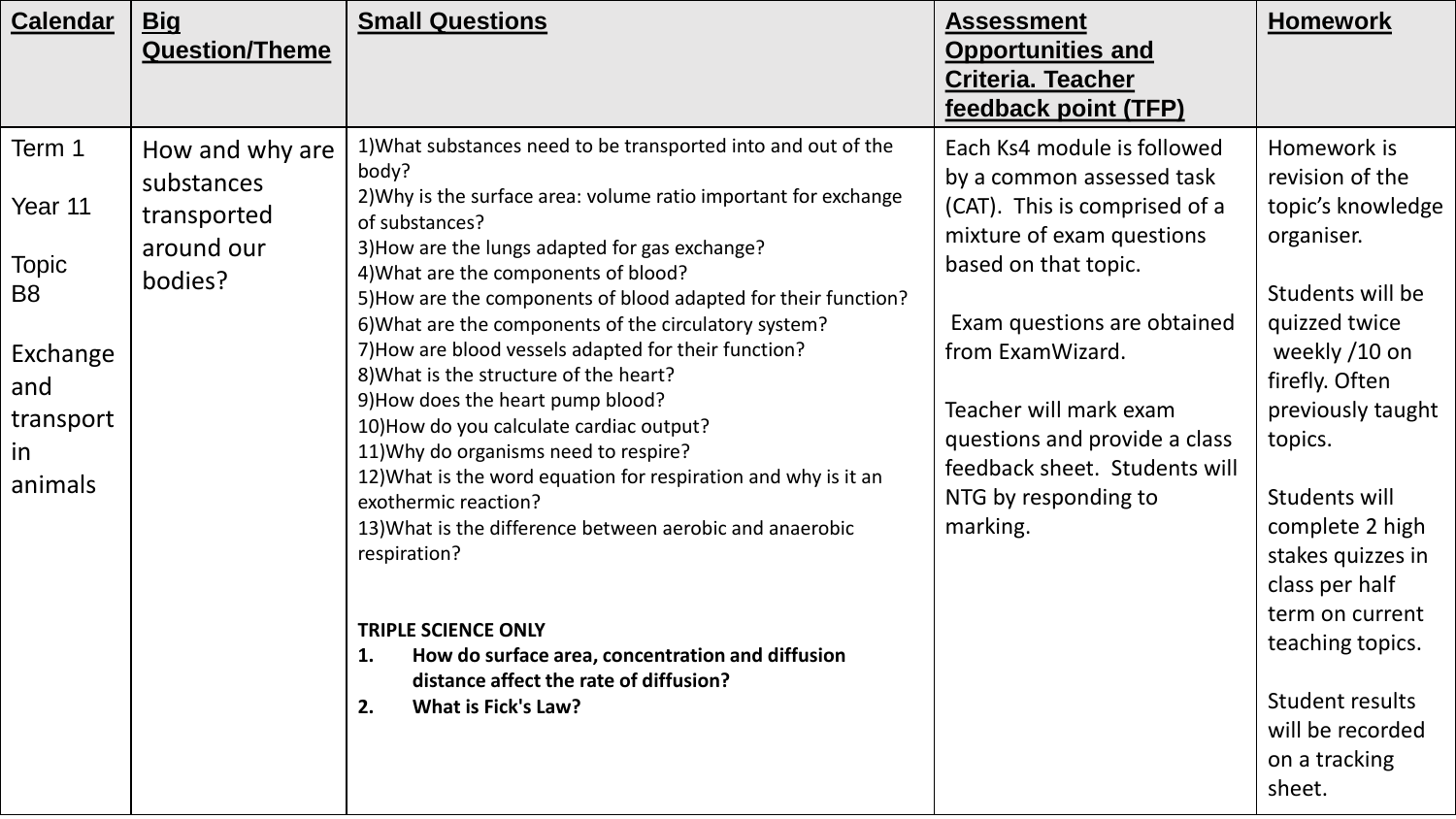| Calendar | Big Question/Theme | Small Questions | Assessment Opportunities and Criteria. Teacher feedback point (TFP) | Homework |
|---|---|---|---|---|
| Term 1<br><br>Year 11<br><br>Topic B8<br><br>Exchange and transport in animals | How and why are substances transported around our bodies? | 1)What substances need to be transported into and out of the body?<br>2)Why is the surface area: volume ratio important for exchange of substances?<br>3)How are the lungs adapted for gas exchange?<br>4)What are the components of blood?<br>5)How are the components of blood adapted for their function?<br>6)What are the components of the circulatory system?<br>7)How are blood vessels adapted for their function?<br>8)What is the structure of the heart?<br>9)How does the heart pump blood?<br>10)How do you calculate cardiac output?<br>11)Why do organisms need to respire?<br>12)What is the word equation for respiration and why is it an exothermic reaction?<br>13)What is the difference between aerobic and anaerobic respiration?<br><br>**TRIPLE SCIENCE ONLY**<br>**1. How do surface area, concentration and diffusion distance affect the rate of diffusion?**<br>**2. What is Fick's Law?** | Each Ks4 module is followed by a common assessed task (CAT). This is comprised of a mixture of exam questions based on that topic.<br><br>Exam questions are obtained from ExamWizard.<br><br>Teacher will mark exam questions and provide a class feedback sheet. Students will NTG by responding to marking. | Homework is revision of the topic's knowledge organiser.<br><br>Students will be quizzed twice weekly /10 on firefly. Often previously taught topics.<br><br>Students will complete 2 high stakes quizzes in class per half term on current teaching topics.<br><br>Student results will be recorded on a tracking sheet. |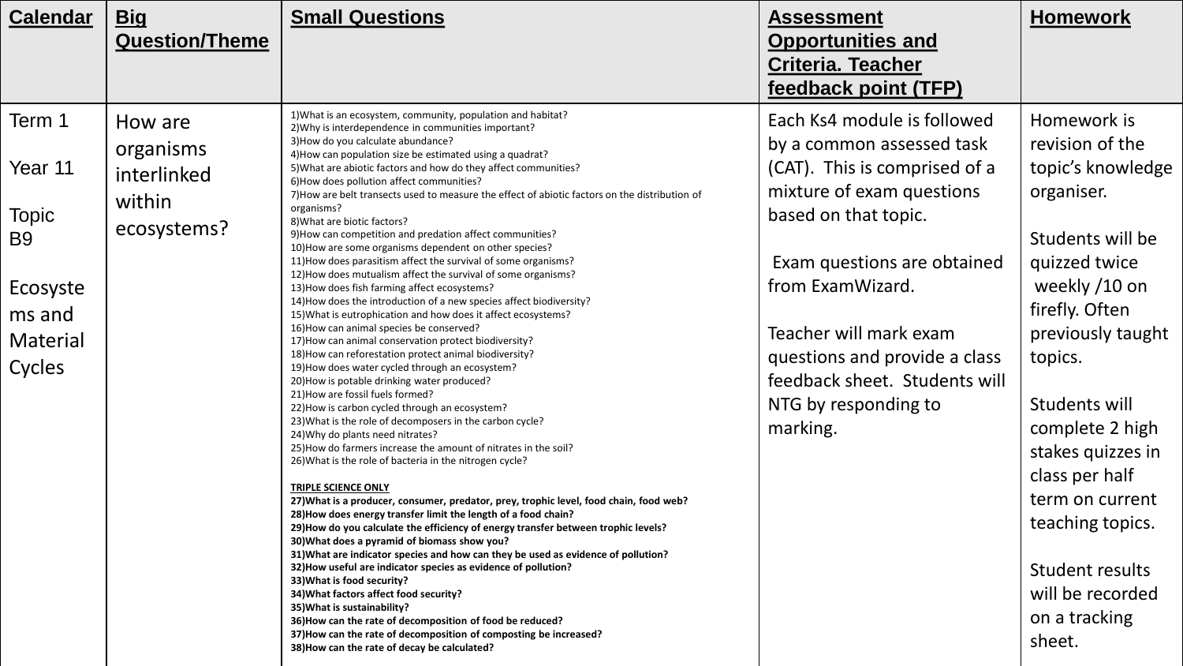| Calendar | Big Question/Theme | Small Questions | Assessment Opportunities and Criteria. Teacher feedback point (TFP) | Homework |
|---|---|---|---|---|
| Term 1<br><br>Year 11<br><br>Topic B9<br><br>Ecosystems and Material Cycles | How are organisms interlinked within ecosystems? | 1)What is an ecosystem, community, population and habitat?<br>2)Why is interdependence in communities important?<br>3)How do you calculate abundance?<br>4)How can population size be estimated using a quadrat?<br>5)What are abiotic factors and how do they affect communities?<br>6)How does pollution affect communities?<br>7)How are belt transects used to measure the effect of abiotic factors on the distribution of organisms?<br>8)What are biotic factors?<br>9)How can competition and predation affect communities?<br>10)How are some organisms dependent on other species?<br>11)How does parasitism affect the survival of some organisms?<br>12)How does mutualism affect the survival of some organisms?<br>13)How does fish farming affect ecosystems?<br>14)How does the introduction of a new species affect biodiversity?<br>15)What is eutrophication and how does it affect ecosystems?<br>16)How can animal species be conserved?<br>17)How can animal conservation protect biodiversity?<br>18)How can reforestation protect animal biodiversity?<br>19)How does water cycled through an ecosystem?<br>20)How is potable drinking water produced?<br>21)How are fossil fuels formed?<br>22)How is carbon cycled through an ecosystem?<br>23)What is the role of decomposers in the carbon cycle?<br>24)Why do plants need nitrates?<br>25)How do farmers increase the amount of nitrates in the soil?<br>26)What is the role of bacteria in the nitrogen cycle?<br><br>**TRIPLE SCIENCE ONLY**<br>**27)What is a producer, consumer, predator, prey, trophic level, food chain, food web?**<br>**28)How does energy transfer limit the length of a food chain?**<br>**29)How do you calculate the efficiency of energy transfer between trophic levels?**<br>**30)What does a pyramid of biomass show you?**<br>**31)What are indicator species and how can they be used as evidence of pollution?**<br>**32)How useful are indicator species as evidence of pollution?**<br>**33)What is food security?**<br>**34)What factors affect food security?**<br>**35)What is sustainability?**<br>**36)How can the rate of decomposition of food be reduced?**<br>**37)How can the rate of decomposition of composting be increased?**<br>**38)How can the rate of decay be calculated?** | Each Ks4 module is followed by a common assessed task (CAT). This is comprised of a mixture of exam questions based on that topic.<br><br>Exam questions are obtained from ExamWizard.<br><br>Teacher will mark exam questions and provide a class feedback sheet. Students will NTG by responding to marking. | Homework is revision of the topic's knowledge organiser.<br><br>Students will be quizzed twice weekly /10 on firefly. Often previously taught topics.<br><br>Students will complete 2 high stakes quizzes in class per half term on current teaching topics.<br><br>Student results will be recorded on a tracking sheet. |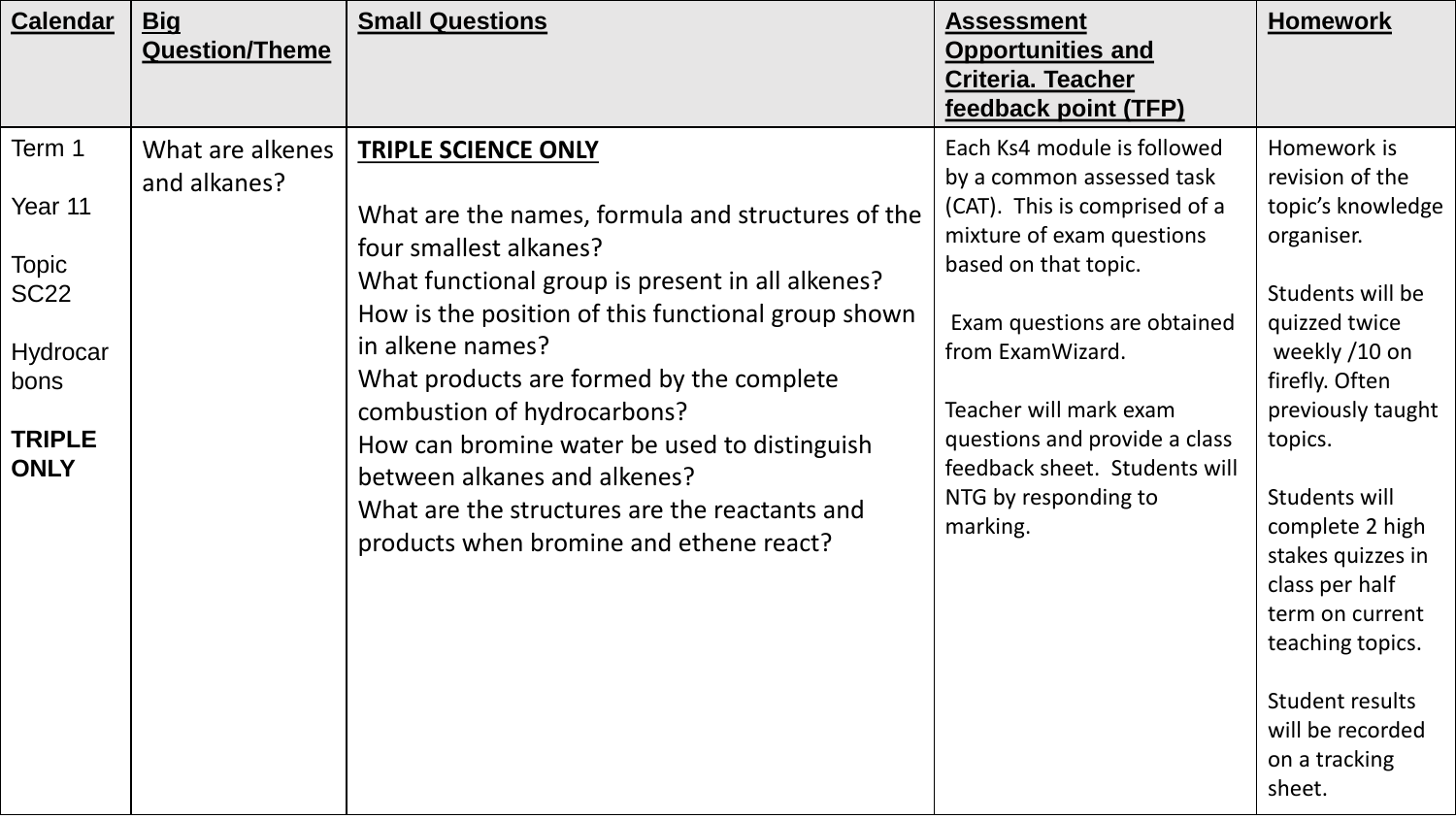| Calendar | Big Question/Theme | Small Questions | Assessment Opportunities and Criteria. Teacher feedback point (TFP) | Homework |
| --- | --- | --- | --- | --- |
| Term 1<br><br>Year 11<br><br>Topic SC22<br><br>Hydrocarbons<br><br>**TRIPLE ONLY** | What are alkenes and alkanes? | **TRIPLE SCIENCE ONLY**<br><br>What are the names, formula and structures of the four smallest alkanes?<br>What functional group is present in all alkenes?<br>How is the position of this functional group shown in alkene names?<br>What products are formed by the complete combustion of hydrocarbons?<br>How can bromine water be used to distinguish between alkanes and alkenes?<br>What are the structures are the reactants and products when bromine and ethene react? | Each Ks4 module is followed by a common assessed task (CAT). This is comprised of a mixture of exam questions based on that topic.<br><br>Exam questions are obtained from ExamWizard.<br><br>Teacher will mark exam questions and provide a class feedback sheet. Students will NTG by responding to marking. | Homework is revision of the topic's knowledge organiser.<br><br>Students will be quizzed twice weekly /10 on firefly. Often previously taught topics.<br><br>Students will complete 2 high stakes quizzes in class per half term on current teaching topics.<br><br>Student results will be recorded on a tracking sheet. |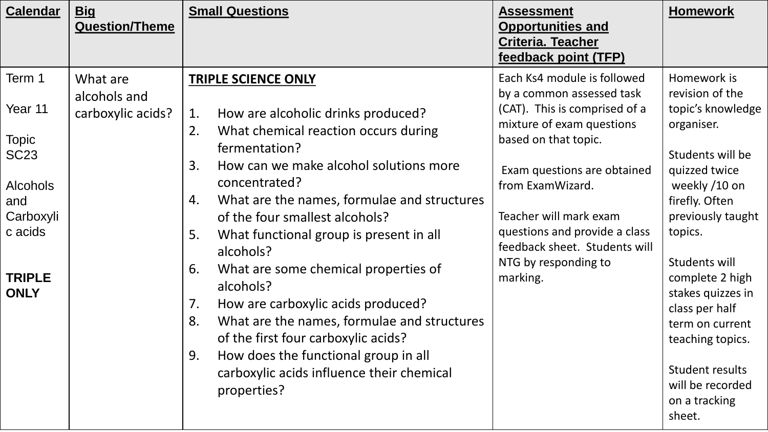| Calendar | Big Question/Theme | Small Questions | Assessment Opportunities and Criteria. Teacher feedback point (TFP) | Homework |
|---|---|---|---|---|
| Term 1<br><br>Year 11<br><br>Topic SC23<br><br>Alcohols and Carboxylic acids<br><br>**TRIPLE ONLY** | What are alcohols and carboxylic acids? | **TRIPLE SCIENCE ONLY**<br><br>1. How are alcoholic drinks produced?<br>2. What chemical reaction occurs during fermentation?<br>3. How can we make alcohol solutions more concentrated?<br>4. What are the names, formulae and structures of the four smallest alcohols?<br>5. What functional group is present in all alcohols?<br>6. What are some chemical properties of alcohols?<br>7. How are carboxylic acids produced?<br>8. What are the names, formulae and structures of the first four carboxylic acids?<br>9. How does the functional group in all carboxylic acids influence their chemical properties? | Each Ks4 module is followed by a common assessed task (CAT). This is comprised of a mixture of exam questions based on that topic.<br><br>Exam questions are obtained from ExamWizard.<br><br>Teacher will mark exam questions and provide a class feedback sheet. Students will NTG by responding to marking. | Homework is revision of the topic's knowledge organiser.<br><br>Students will be quizzed twice weekly /10 on firefly. Often previously taught topics.<br><br>Students will complete 2 high stakes quizzes in class per half term on current teaching topics.<br><br>Student results will be recorded on a tracking sheet. |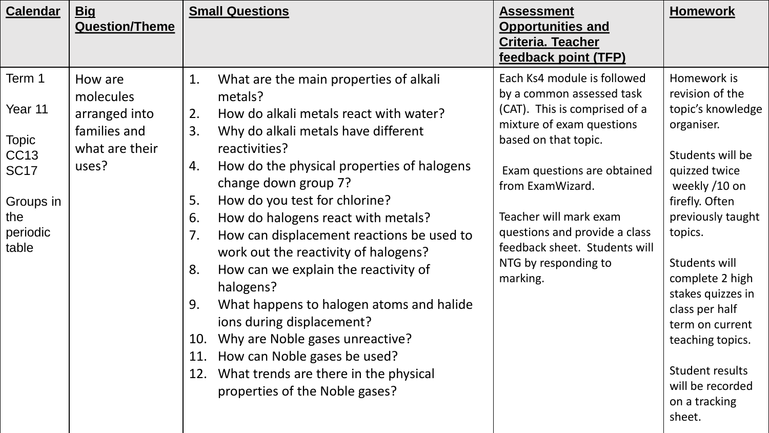| Calendar | Big Question/Theme | Small Questions | Assessment Opportunities and Criteria. Teacher feedback point (TFP) | Homework |
|---|---|---|---|---|
| Term 1<br><br>Year 11<br><br>Topic CC13 SC17<br><br>Groups in the periodic table | How are molecules arranged into families and what are their uses? | 1. What are the main properties of alkali metals?<br>2. How do alkali metals react with water?<br>3. Why do alkali metals have different reactivities?<br>4. How do the physical properties of halogens change down group 7?<br>5. How do you test for chlorine?<br>6. How do halogens react with metals?<br>7. How can displacement reactions be used to work out the reactivity of halogens?<br>8. How can we explain the reactivity of halogens?<br>9. What happens to halogen atoms and halide ions during displacement?<br>10. Why are Noble gases unreactive?<br>11. How can Noble gases be used?<br>12. What trends are there in the physical properties of the Noble gases? | Each Ks4 module is followed by a common assessed task (CAT). This is comprised of a mixture of exam questions based on that topic.<br><br>Exam questions are obtained from ExamWizard.<br><br>Teacher will mark exam questions and provide a class feedback sheet. Students will NTG by responding to marking. | Homework is revision of the topic's knowledge organiser.<br><br>Students will be quizzed twice weekly /10 on firefly. Often previously taught topics.<br><br>Students will complete 2 high stakes quizzes in class per half term on current teaching topics.<br><br>Student results will be recorded on a tracking sheet. |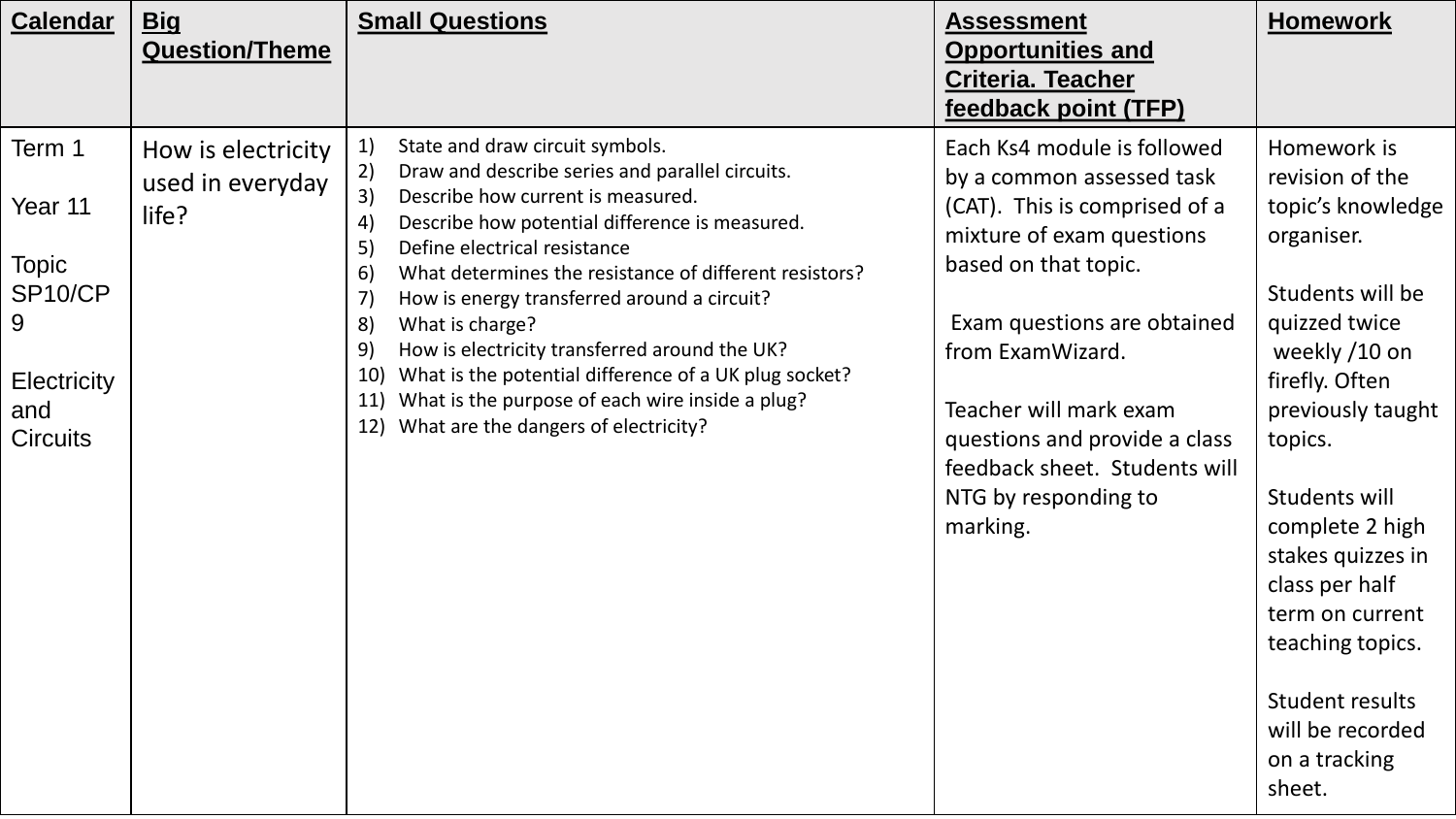| Calendar | Big Question/Theme | Small Questions | Assessment Opportunities and Criteria. Teacher feedback point (TFP) | Homework |
| --- | --- | --- | --- | --- |
| Term 1<br><br>Year 11<br><br>Topic SP10/CP9<br><br>Electricity and Circuits | How is electricity used in everyday life? | 1) State and draw circuit symbols.<br>2) Draw and describe series and parallel circuits.<br>3) Describe how current is measured.<br>4) Describe how potential difference is measured.<br>5) Define electrical resistance<br>6) What determines the resistance of different resistors?<br>7) How is energy transferred around a circuit?<br>8) What is charge?<br>9) How is electricity transferred around the UK?<br>10) What is the potential difference of a UK plug socket?<br>11) What is the purpose of each wire inside a plug?<br>12) What are the dangers of electricity? | Each Ks4 module is followed by a common assessed task (CAT). This is comprised of a mixture of exam questions based on that topic.<br><br>Exam questions are obtained from ExamWizard.<br><br>Teacher will mark exam questions and provide a class feedback sheet. Students will NTG by responding to marking. | Homework is revision of the topic's knowledge organiser.<br><br>Students will be quizzed twice weekly /10 on firefly. Often previously taught topics.<br><br>Students will complete 2 high stakes quizzes in class per half term on current teaching topics.<br><br>Student results will be recorded on a tracking sheet. |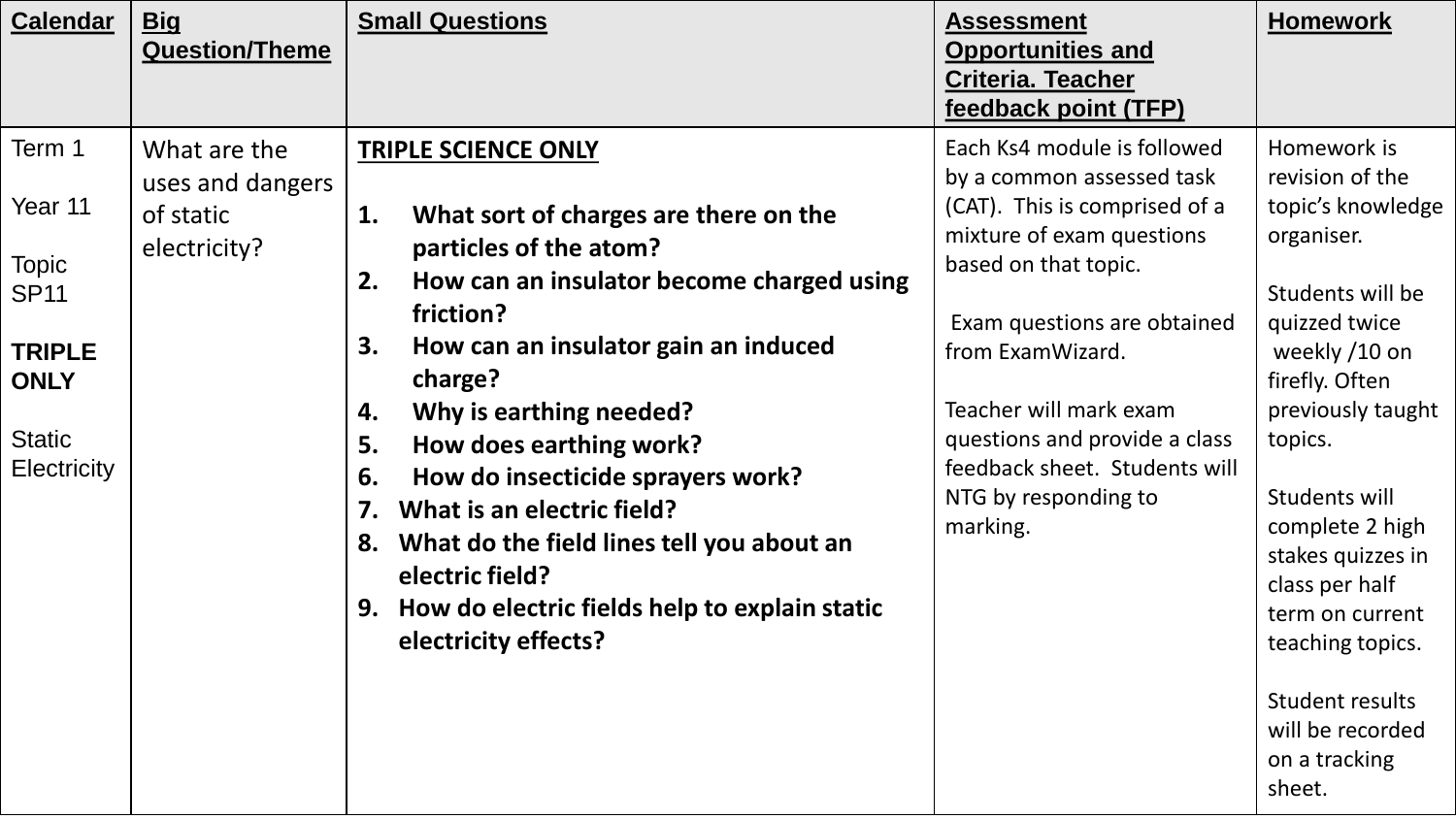| Calendar | Big Question/Theme | Small Questions | Assessment Opportunities and Criteria. Teacher feedback point (TFP) | Homework |
| --- | --- | --- | --- | --- |
| Term 1<br><br>Year 11<br><br>Topic SP11<br><br>**TRIPLE ONLY**<br><br>Static Electricity | What are the uses and dangers of static electricity? | **TRIPLE SCIENCE ONLY**<br><br>1. **What sort of charges are there on the particles of the atom?**<br>2. **How can an insulator become charged using friction?**<br>3. **How can an insulator gain an induced charge?**<br>4. **Why is earthing needed?**<br>5. **How does earthing work?**<br>6. **How do insecticide sprayers work?**<br>7. **What is an electric field?**<br>8. **What do the field lines tell you about an electric field?**<br>9. **How do electric fields help to explain static electricity effects?** | Each Ks4 module is followed by a common assessed task (CAT). This is comprised of a mixture of exam questions based on that topic.<br><br>Exam questions are obtained from ExamWizard.<br><br>Teacher will mark exam questions and provide a class feedback sheet. Students will NTG by responding to marking. | Homework is revision of the topic's knowledge organiser.<br><br>Students will be quizzed twice weekly /10 on firefly. Often previously taught topics.<br><br>Students will complete 2 high stakes quizzes in class per half term on current teaching topics.<br><br>Student results will be recorded on a tracking sheet. |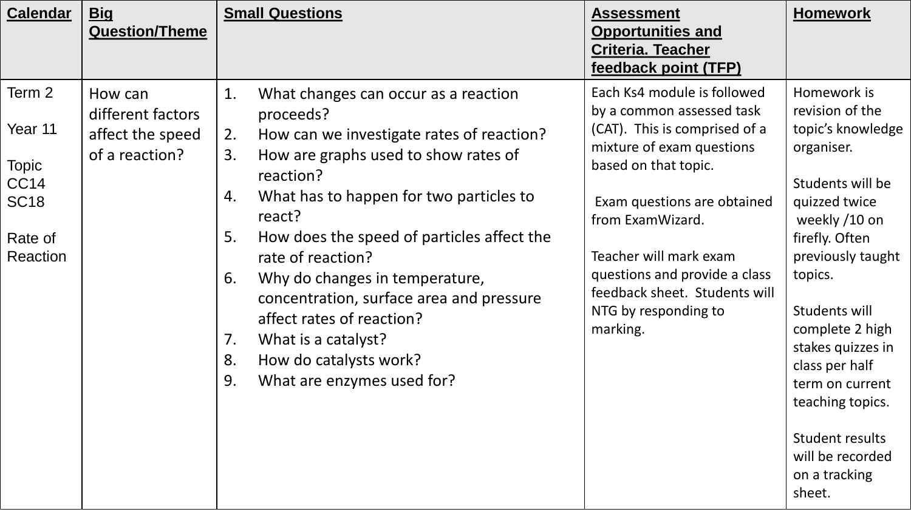| Calendar | Big Question/Theme | Small Questions | Assessment Opportunities and Criteria. Teacher feedback point (TFP) | Homework |
| --- | --- | --- | --- | --- |
| Term 2<br><br>Year 11<br><br>Topic CC14 SC18<br><br>Rate of Reaction | How can different factors affect the speed of a reaction? | 1. What changes can occur as a reaction proceeds?<br>2. How can we investigate rates of reaction?<br>3. How are graphs used to show rates of reaction?<br>4. What has to happen for two particles to react?<br>5. How does the speed of particles affect the rate of reaction?<br>6. Why do changes in temperature, concentration, surface area and pressure affect rates of reaction?<br>7. What is a catalyst?<br>8. How do catalysts work?<br>9. What are enzymes used for? | Each Ks4 module is followed by a common assessed task (CAT). This is comprised of a mixture of exam questions based on that topic.<br><br>Exam questions are obtained from ExamWizard.<br><br>Teacher will mark exam questions and provide a class feedback sheet. Students will NTG by responding to marking. | Homework is revision of the topic's knowledge organiser.<br><br>Students will be quizzed twice weekly /10 on firefly. Often previously taught topics.<br><br>Students will complete 2 high stakes quizzes in class per half term on current teaching topics.<br><br>Student results will be recorded on a tracking sheet. |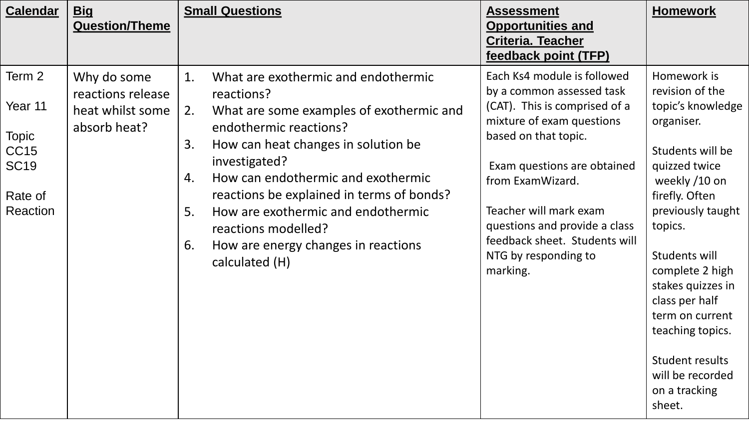| Calendar | Big Question/Theme | Small Questions | Assessment Opportunities and Criteria. Teacher feedback point (TFP) | Homework |
|---|---|---|---|---|
| Term 2<br><br>Year 11<br><br>Topic CC15 SC19<br><br>Rate of Reaction | Why do some reactions release heat whilst some absorb heat? | 1. What are exothermic and endothermic reactions?<br>2. What are some examples of exothermic and endothermic reactions?<br>3. How can heat changes in solution be investigated?<br>4. How can endothermic and exothermic reactions be explained in terms of bonds?<br>5. How are exothermic and endothermic reactions modelled?<br>6. How are energy changes in reactions calculated (H) | Each Ks4 module is followed by a common assessed task (CAT). This is comprised of a mixture of exam questions based on that topic.<br><br>Exam questions are obtained from ExamWizard.<br><br>Teacher will mark exam questions and provide a class feedback sheet. Students will NTG by responding to marking. | Homework is revision of the topic's knowledge organiser.<br><br>Students will be quizzed twice weekly /10 on firefly. Often previously taught topics.<br><br>Students will complete 2 high stakes quizzes in class per half term on current teaching topics.<br><br>Student results will be recorded on a tracking sheet. |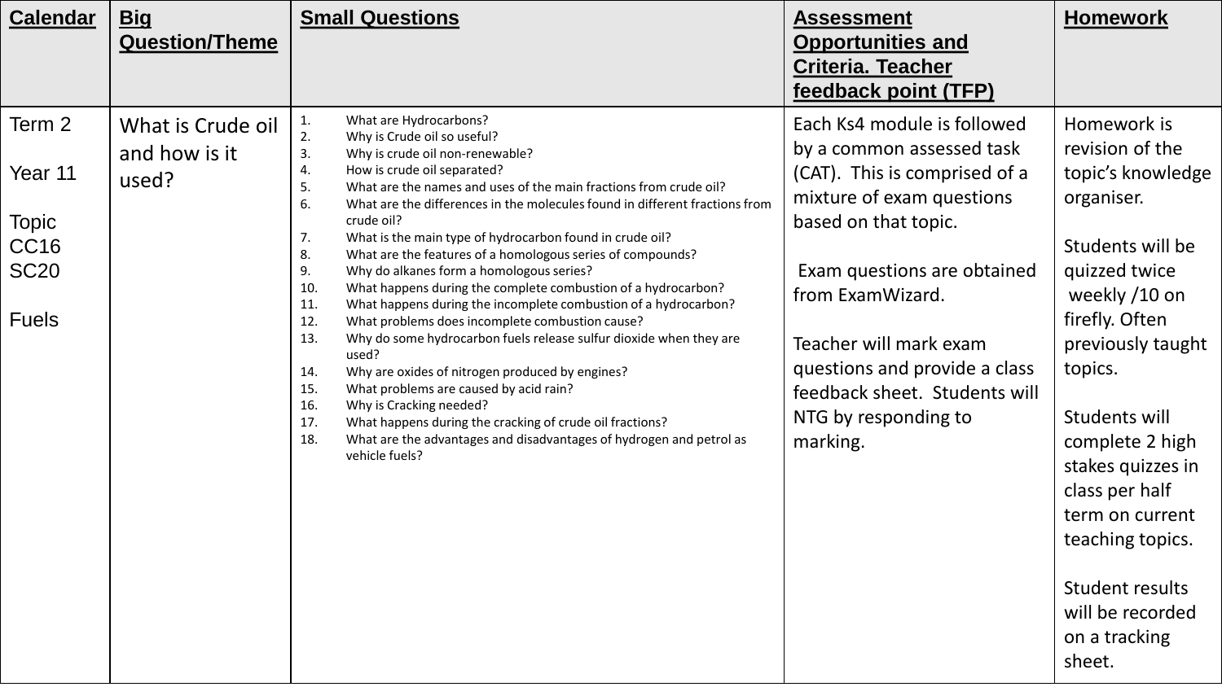| Calendar | Big Question/Theme | Small Questions | Assessment Opportunities and Criteria. Teacher feedback point (TFP) | Homework |
|---|---|---|---|---|
| Term 2<br><br>Year 11<br><br>Topic CC16 SC20<br><br>Fuels | What is Crude oil and how is it used? | 1. What are Hydrocarbons?<br>2. Why is Crude oil so useful?<br>3. Why is crude oil non-renewable?<br>4. How is crude oil separated?<br>5. What are the names and uses of the main fractions from crude oil?<br>6. What are the differences in the molecules found in different fractions from crude oil?<br>7. What is the main type of hydrocarbon found in crude oil?<br>8. What are the features of a homologous series of compounds?<br>9. Why do alkanes form a homologous series?<br>10. What happens during the complete combustion of a hydrocarbon?<br>11. What happens during the incomplete combustion of a hydrocarbon?<br>12. What problems does incomplete combustion cause?<br>13. Why do some hydrocarbon fuels release sulfur dioxide when they are used?<br>14. Why are oxides of nitrogen produced by engines?<br>15. What problems are caused by acid rain?<br>16. Why is Cracking needed?<br>17. What happens during the cracking of crude oil fractions?<br>18. What are the advantages and disadvantages of hydrogen and petrol as vehicle fuels? | Each Ks4 module is followed by a common assessed task (CAT). This is comprised of a mixture of exam questions based on that topic.<br><br>Exam questions are obtained from ExamWizard.<br><br>Teacher will mark exam questions and provide a class feedback sheet. Students will NTG by responding to marking. | Homework is revision of the topic's knowledge organiser.<br><br>Students will be quizzed twice weekly /10 on firefly. Often previously taught topics.<br><br>Students will complete 2 high stakes quizzes in class per half term on current teaching topics.<br><br>Student results will be recorded on a tracking sheet. |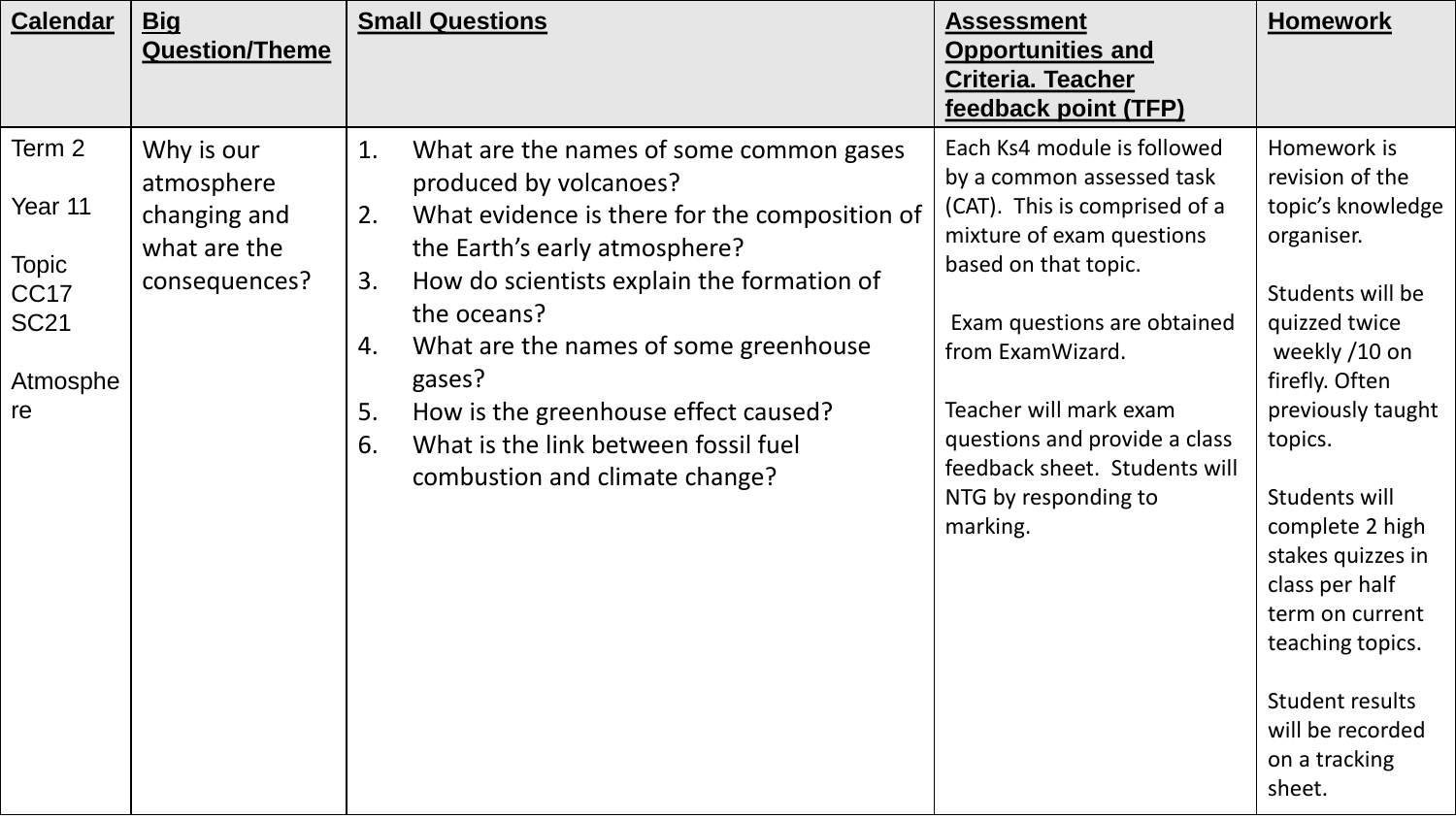| Calendar | Big Question/Theme | Small Questions | Assessment Opportunities and Criteria. Teacher feedback point (TFP) | Homework |
|---|---|---|---|---|
| Term 2<br><br>Year 11<br><br>Topic CC17 SC21<br><br>Atmosphere | Why is our atmosphere changing and what are the consequences? | 1. What are the names of some common gases produced by volcanoes?<br>2. What evidence is there for the composition of the Earth's early atmosphere?<br>3. How do scientists explain the formation of the oceans?<br>4. What are the names of some greenhouse gases?<br>5. How is the greenhouse effect caused?<br>6. What is the link between fossil fuel combustion and climate change? | Each Ks4 module is followed by a common assessed task (CAT). This is comprised of a mixture of exam questions based on that topic.<br><br>Exam questions are obtained from ExamWizard.<br><br>Teacher will mark exam questions and provide a class feedback sheet. Students will NTG by responding to marking. | Homework is revision of the topic's knowledge organiser.<br><br>Students will be quizzed twice weekly /10 on firefly. Often previously taught topics.<br><br>Students will complete 2 high stakes quizzes in class per half term on current teaching topics.<br><br>Student results will be recorded on a tracking sheet. |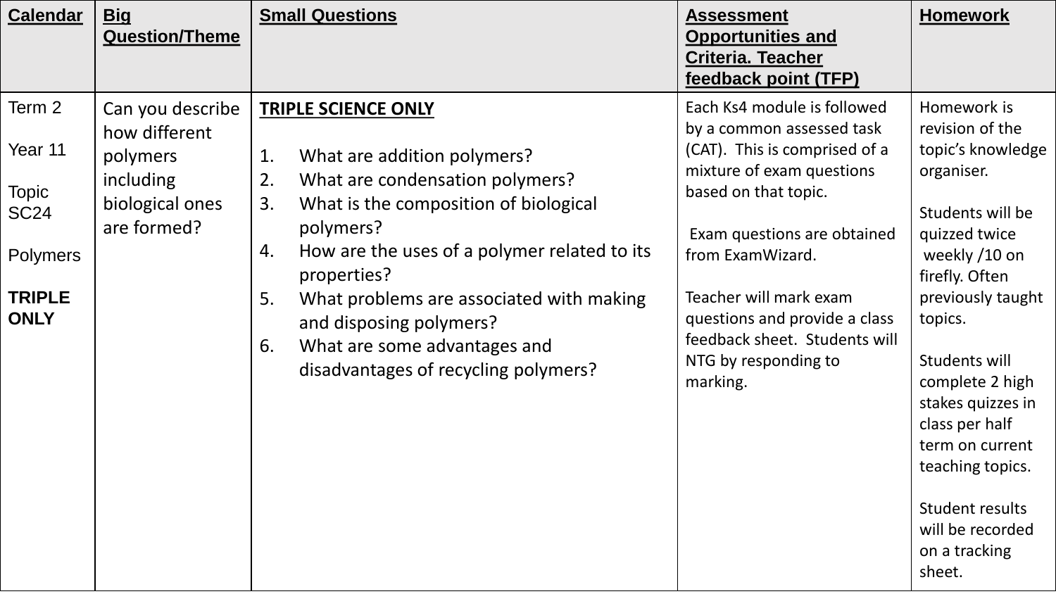| Calendar | Big Question/Theme | Small Questions | Assessment Opportunities and Criteria. Teacher feedback point (TFP) | Homework |
| --- | --- | --- | --- | --- |
| Term 2<br><br>Year 11<br><br>Topic SC24<br><br>Polymers<br><br>**TRIPLE ONLY** | Can you describe how different polymers including biological ones are formed? | **TRIPLE SCIENCE ONLY**<br><br>1. What are addition polymers?<br>2. What are condensation polymers?<br>3. What is the composition of biological polymers?<br>4. How are the uses of a polymer related to its properties?<br>5. What problems are associated with making and disposing polymers?<br>6. What are some advantages and disadvantages of recycling polymers? | Each Ks4 module is followed by a common assessed task (CAT). This is comprised of a mixture of exam questions based on that topic.<br><br>Exam questions are obtained from ExamWizard.<br><br>Teacher will mark exam questions and provide a class feedback sheet. Students will NTG by responding to marking. | Homework is revision of the topic's knowledge organiser.<br><br>Students will be quizzed twice weekly /10 on firefly. Often previously taught topics.<br><br>Students will complete 2 high stakes quizzes in class per half term on current teaching topics.<br><br>Student results will be recorded on a tracking sheet. |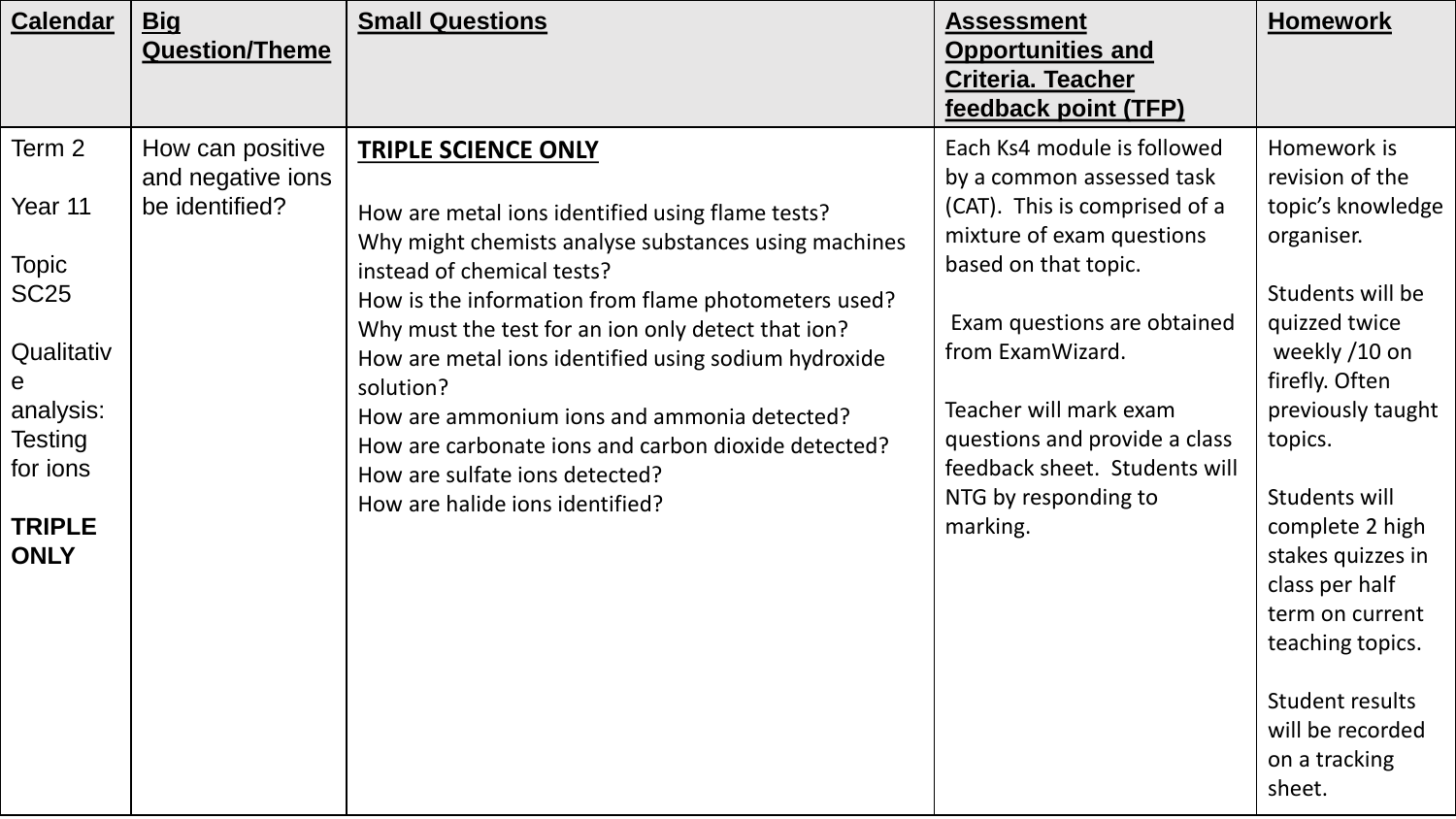| Calendar | Big Question/Theme | Small Questions | Assessment Opportunities and Criteria. Teacher feedback point (TFP) | Homework |
|---|---|---|---|---|
| Term 2<br><br>Year 11<br><br>Topic SC25<br><br>Qualitative analysis: Testing for ions<br><br>**TRIPLE ONLY** | How can positive and negative ions be identified? | **TRIPLE SCIENCE ONLY**<br><br>How are metal ions identified using flame tests?<br>Why might chemists analyse substances using machines instead of chemical tests?<br>How is the information from flame photometers used?<br>Why must the test for an ion only detect that ion?<br>How are metal ions identified using sodium hydroxide solution?<br>How are ammonium ions and ammonia detected?<br>How are carbonate ions and carbon dioxide detected?<br>How are sulfate ions detected?<br>How are halide ions identified? | Each Ks4 module is followed by a common assessed task (CAT). This is comprised of a mixture of exam questions based on that topic.<br><br>Exam questions are obtained from ExamWizard.<br><br>Teacher will mark exam questions and provide a class feedback sheet. Students will NTG by responding to marking. | Homework is revision of the topic's knowledge organiser.<br><br>Students will be quizzed twice weekly /10 on firefly. Often previously taught topics.<br><br>Students will complete 2 high stakes quizzes in class per half term on current teaching topics.<br><br>Student results will be recorded on a tracking sheet. |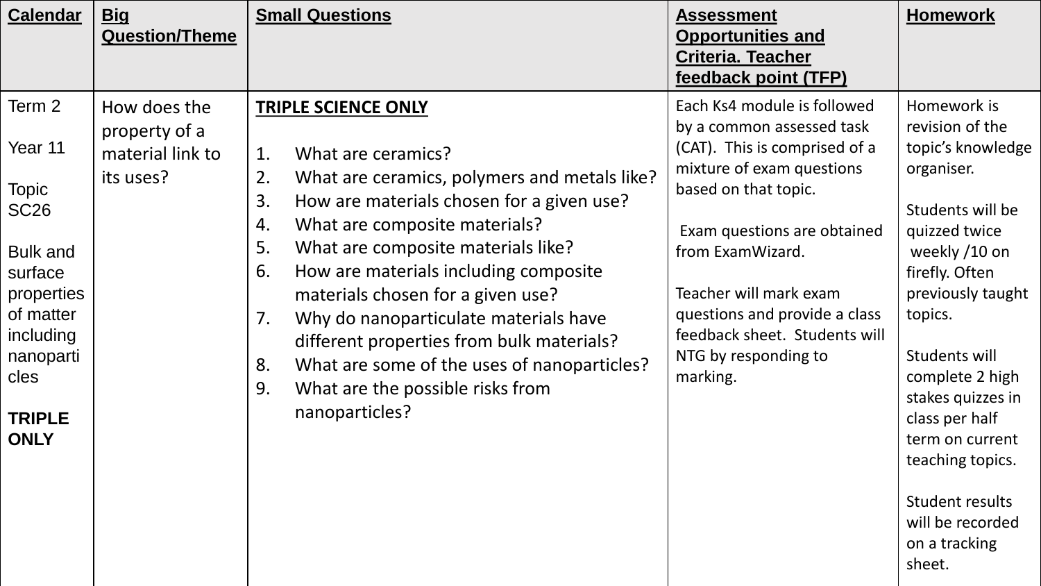| Calendar | Big Question/Theme | Small Questions | Assessment Opportunities and Criteria. Teacher feedback point (TFP) | Homework |
|---|---|---|---|---|
| Term 2<br><br>Year 11<br><br>Topic SC26<br><br>Bulk and surface properties of matter including nanoparticles<br><br>**TRIPLE ONLY** | How does the property of a material link to its uses? | **TRIPLE SCIENCE ONLY**<br><br>1. What are ceramics?<br>2. What are ceramics, polymers and metals like?<br>3. How are materials chosen for a given use?<br>4. What are composite materials?<br>5. What are composite materials like?<br>6. How are materials including composite materials chosen for a given use?<br>7. Why do nanoparticulate materials have different properties from bulk materials?<br>8. What are some of the uses of nanoparticles?<br>9. What are the possible risks from nanoparticles? | Each Ks4 module is followed by a common assessed task (CAT). This is comprised of a mixture of exam questions based on that topic.<br><br>Exam questions are obtained from ExamWizard.<br><br>Teacher will mark exam questions and provide a class feedback sheet. Students will NTG by responding to marking. | Homework is revision of the topic's knowledge organiser.<br><br>Students will be quizzed twice weekly /10 on firefly. Often previously taught topics.<br><br>Students will complete 2 high stakes quizzes in class per half term on current teaching topics.<br><br>Student results will be recorded on a tracking sheet. |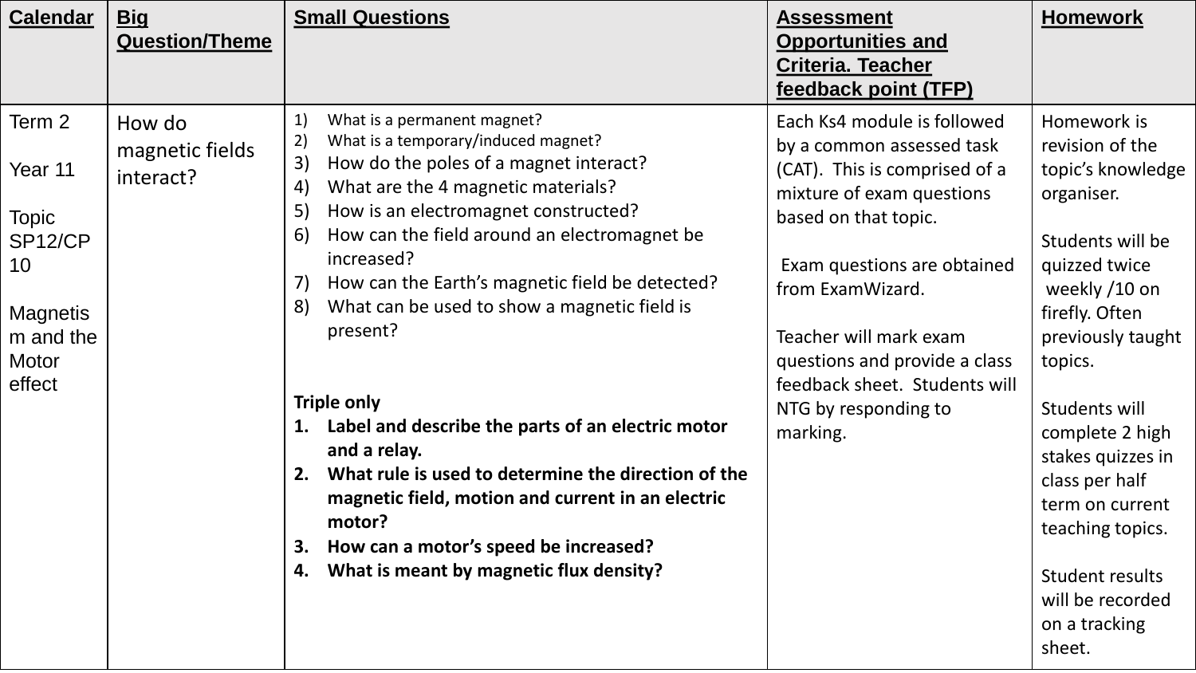| Calendar | Big Question/Theme | Small Questions | Assessment Opportunities and Criteria. Teacher feedback point (TFP) | Homework |
|---|---|---|---|---|
| Term 2<br><br>Year 11<br><br>Topic SP12/CP 10<br><br>Magnetism and the Motor effect | How do magnetic fields interact? | 1) What is a permanent magnet?<br>2) What is a temporary/induced magnet?<br>3) How do the poles of a magnet interact?<br>4) What are the 4 magnetic materials?<br>5) How is an electromagnet constructed?<br>6) How can the field around an electromagnet be increased?<br>7) How can the Earth's magnetic field be detected?<br>8) What can be used to show a magnetic field is present?<br><br>**Triple only**<br>**1. Label and describe the parts of an electric motor and a relay.**<br>**2. What rule is used to determine the direction of the magnetic field, motion and current in an electric motor?**<br>**3. How can a motor's speed be increased?**<br>**4. What is meant by magnetic flux density?** | Each Ks4 module is followed by a common assessed task (CAT). This is comprised of a mixture of exam questions based on that topic.<br><br>Exam questions are obtained from ExamWizard.<br><br>Teacher will mark exam questions and provide a class feedback sheet. Students will NTG by responding to marking. | Homework is revision of the topic's knowledge organiser.<br><br>Students will be quizzed twice weekly /10 on firefly. Often previously taught topics.<br><br>Students will complete 2 high stakes quizzes in class per half term on current teaching topics.<br><br>Student results will be recorded on a tracking sheet. |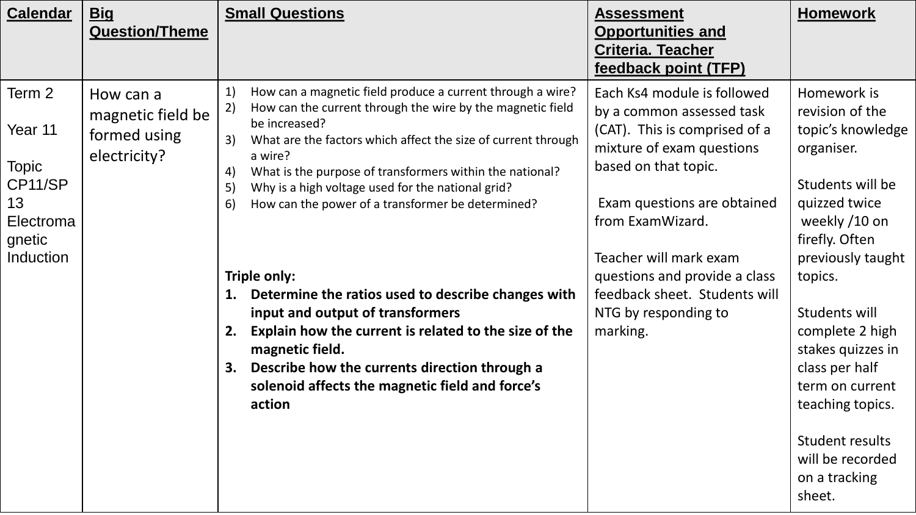| Calendar | Big Question/Theme | Small Questions | Assessment Opportunities and Criteria. Teacher feedback point (TFP) | Homework |
| --- | --- | --- | --- | --- |
| Term 2<br><br>Year 11<br><br>Topic CP11/SP 13 Electromagnetic Induction | How can a magnetic field be formed using electricity? | 1) How can a magnetic field produce a current through a wire?<br>2) How can the current through the wire by the magnetic field be increased?<br>3) What are the factors which affect the size of current through a wire?<br>4) What is the purpose of transformers within the national?<br>5) Why is a high voltage used for the national grid?<br>6) How can the power of a transformer be determined?<br><br>**Triple only:**<br>**1. Determine the ratios used to describe changes with input and output of transformers**<br>**2. Explain how the current is related to the size of the magnetic field.**<br>**3. Describe how the currents direction through a solenoid affects the magnetic field and force's action** | Each Ks4 module is followed by a common assessed task (CAT). This is comprised of a mixture of exam questions based on that topic.<br><br>Exam questions are obtained from ExamWizard.<br><br>Teacher will mark exam questions and provide a class feedback sheet. Students will NTG by responding to marking. | Homework is revision of the topic's knowledge organiser.<br><br>Students will be quizzed twice weekly /10 on firefly. Often previously taught topics.<br><br>Students will complete 2 high stakes quizzes in class per half term on current teaching topics.<br><br>Student results will be recorded on a tracking sheet. |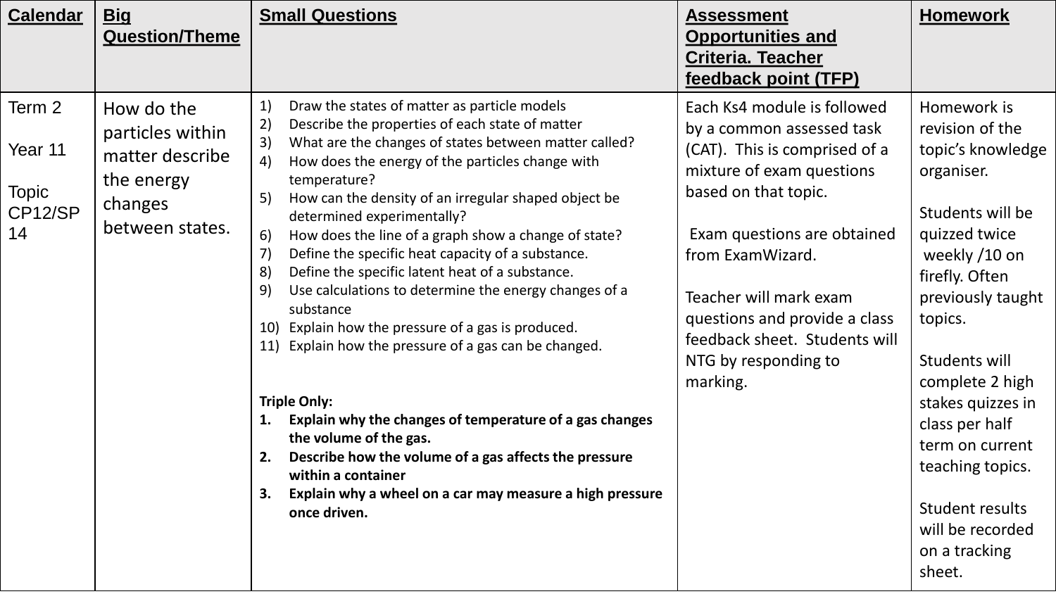| Calendar | Big Question/Theme | Small Questions | Assessment Opportunities and Criteria. Teacher feedback point (TFP) | Homework |
|---|---|---|---|---|
| Term 2<br><br>Year 11<br><br>Topic CP12/SP 14 | How do the particles within matter describe the energy changes between states. | 1) Draw the states of matter as particle models<br>2) Describe the properties of each state of matter<br>3) What are the changes of states between matter called?<br>4) How does the energy of the particles change with temperature?<br>5) How can the density of an irregular shaped object be determined experimentally?<br>6) How does the line of a graph show a change of state?<br>7) Define the specific heat capacity of a substance.<br>8) Define the specific latent heat of a substance.<br>9) Use calculations to determine the energy changes of a substance<br>10) Explain how the pressure of a gas is produced.<br>11) Explain how the pressure of a gas can be changed.<br><br>**Triple Only:**<br>**1. Explain why the changes of temperature of a gas changes the volume of the gas.**<br>**2. Describe how the volume of a gas affects the pressure within a container**<br>**3. Explain why a wheel on a car may measure a high pressure once driven.** | Each Ks4 module is followed by a common assessed task (CAT). This is comprised of a mixture of exam questions based on that topic.<br><br>Exam questions are obtained from ExamWizard.<br><br>Teacher will mark exam questions and provide a class feedback sheet. Students will NTG by responding to marking. | Homework is revision of the topic's knowledge organiser.<br><br>Students will be quizzed twice weekly /10 on firefly. Often previously taught topics.<br><br>Students will complete 2 high stakes quizzes in class per half term on current teaching topics.<br><br>Student results will be recorded on a tracking sheet. |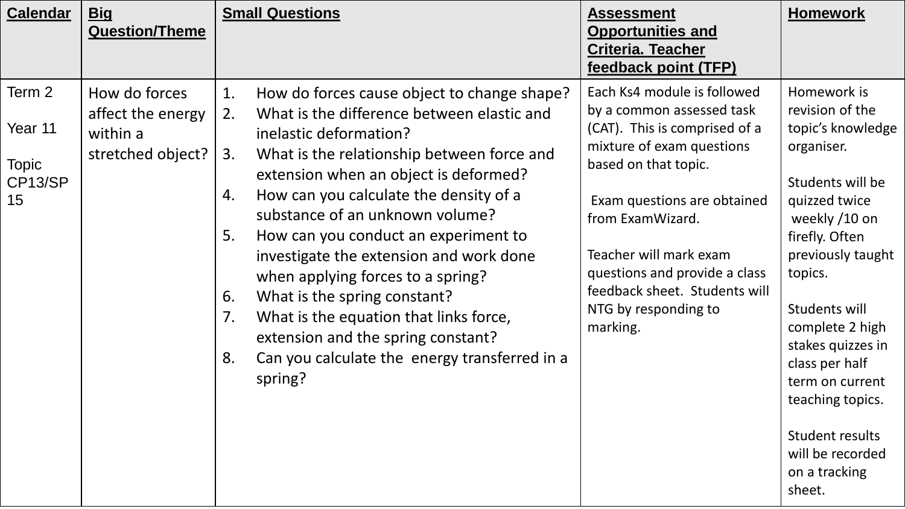| Calendar | Big Question/Theme | Small Questions | Assessment Opportunities and Criteria. Teacher feedback point (TFP) | Homework |
|---|---|---|---|---|
| Term 2<br><br>Year 11<br><br>Topic CP13/SP 15 | How do forces affect the energy within a stretched object? | 1. How do forces cause object to change shape?<br>2. What is the difference between elastic and inelastic deformation?<br>3. What is the relationship between force and extension when an object is deformed?<br>4. How can you calculate the density of a substance of an unknown volume?<br>5. How can you conduct an experiment to investigate the extension and work done when applying forces to a spring?<br>6. What is the spring constant?<br>7. What is the equation that links force, extension and the spring constant?<br>8. Can you calculate the energy transferred in a spring? | Each Ks4 module is followed by a common assessed task (CAT). This is comprised of a mixture of exam questions based on that topic.<br><br>Exam questions are obtained from ExamWizard.<br><br>Teacher will mark exam questions and provide a class feedback sheet. Students will NTG by responding to marking. | Homework is revision of the topic's knowledge organiser.<br><br>Students will be quizzed twice weekly /10 on firefly. Often previously taught topics.<br><br>Students will complete 2 high stakes quizzes in class per half term on current teaching topics.<br><br>Student results will be recorded on a tracking sheet. |